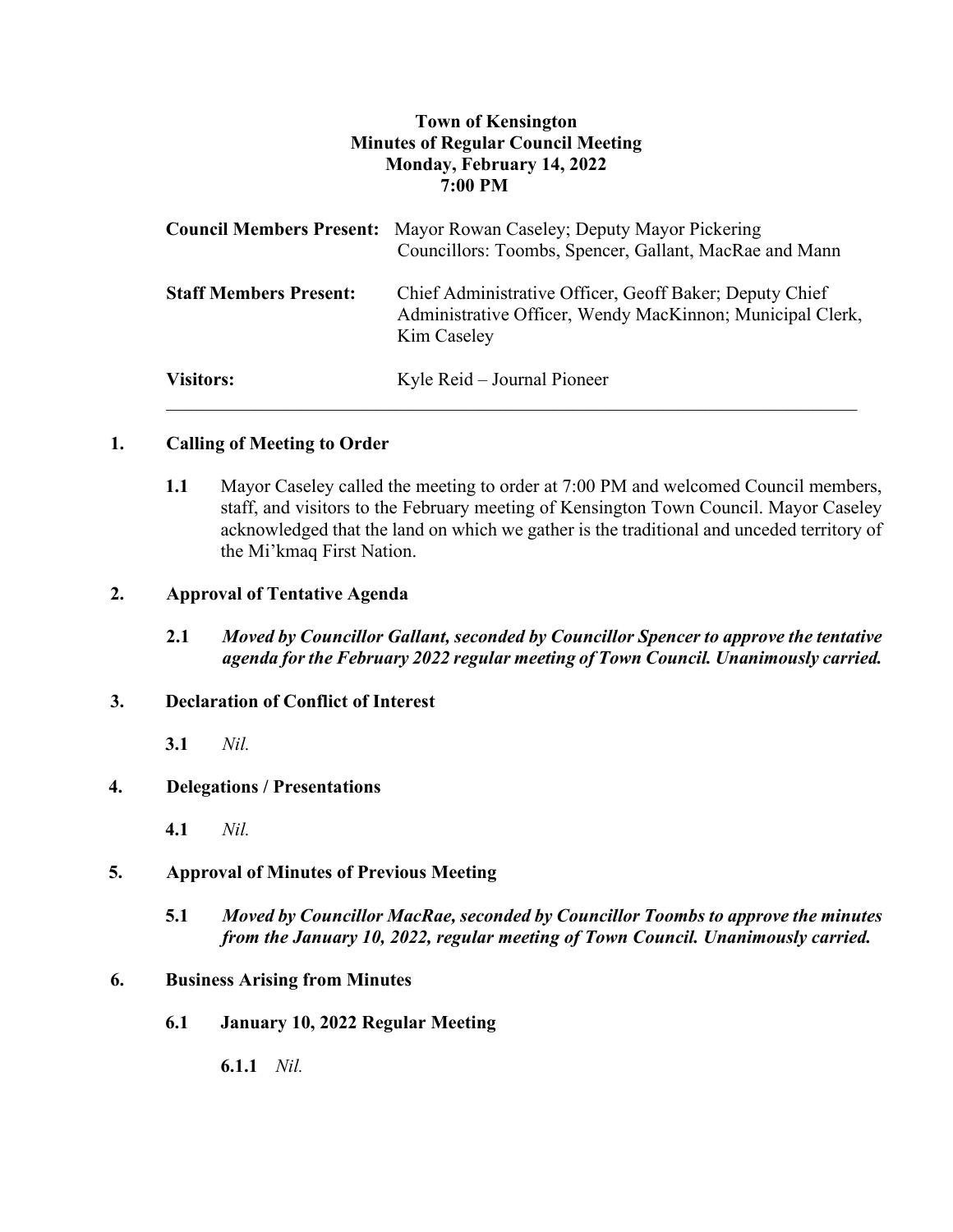**Town of Kensington**
**Minutes of Regular Council Meeting**
**Monday, February 14, 2022**
**7:00 PM**

| | |
|---|---|
| **Council Members Present:** | Mayor Rowan Caseley; Deputy Mayor Pickering<br>Councillors: Toombs, Spencer, Gallant, MacRae and Mann |
| **Staff Members Present:** | Chief Administrative Officer, Geoff Baker; Deputy Chief Administrative Officer, Wendy MacKinnon; Municipal Clerk, Kim Caseley |
| **Visitors:** | Kyle Reid – Journal Pioneer |

---

## 1. Calling of Meeting to Order

**1.1** Mayor Caseley called the meeting to order at 7:00 PM and welcomed Council members, staff, and visitors to the February meeting of Kensington Town Council. Mayor Caseley acknowledged that the land on which we gather is the traditional and unceded territory of the Mi'kmaq First Nation.

## 2. Approval of Tentative Agenda

**2.1** ***Moved by Councillor Gallant, seconded by Councillor Spencer to approve the tentative agenda for the February 2022 regular meeting of Town Council. Unanimously carried.***

## 3. Declaration of Conflict of Interest

**3.1** *Nil.*

## 4. Delegations / Presentations

**4.1** *Nil.*

## 5. Approval of Minutes of Previous Meeting

**5.1** ***Moved by Councillor MacRae, seconded by Councillor Toombs to approve the minutes from the January 10, 2022, regular meeting of Town Council. Unanimously carried.***

## 6. Business Arising from Minutes

### 6.1 January 10, 2022 Regular Meeting

**6.1.1** *Nil.*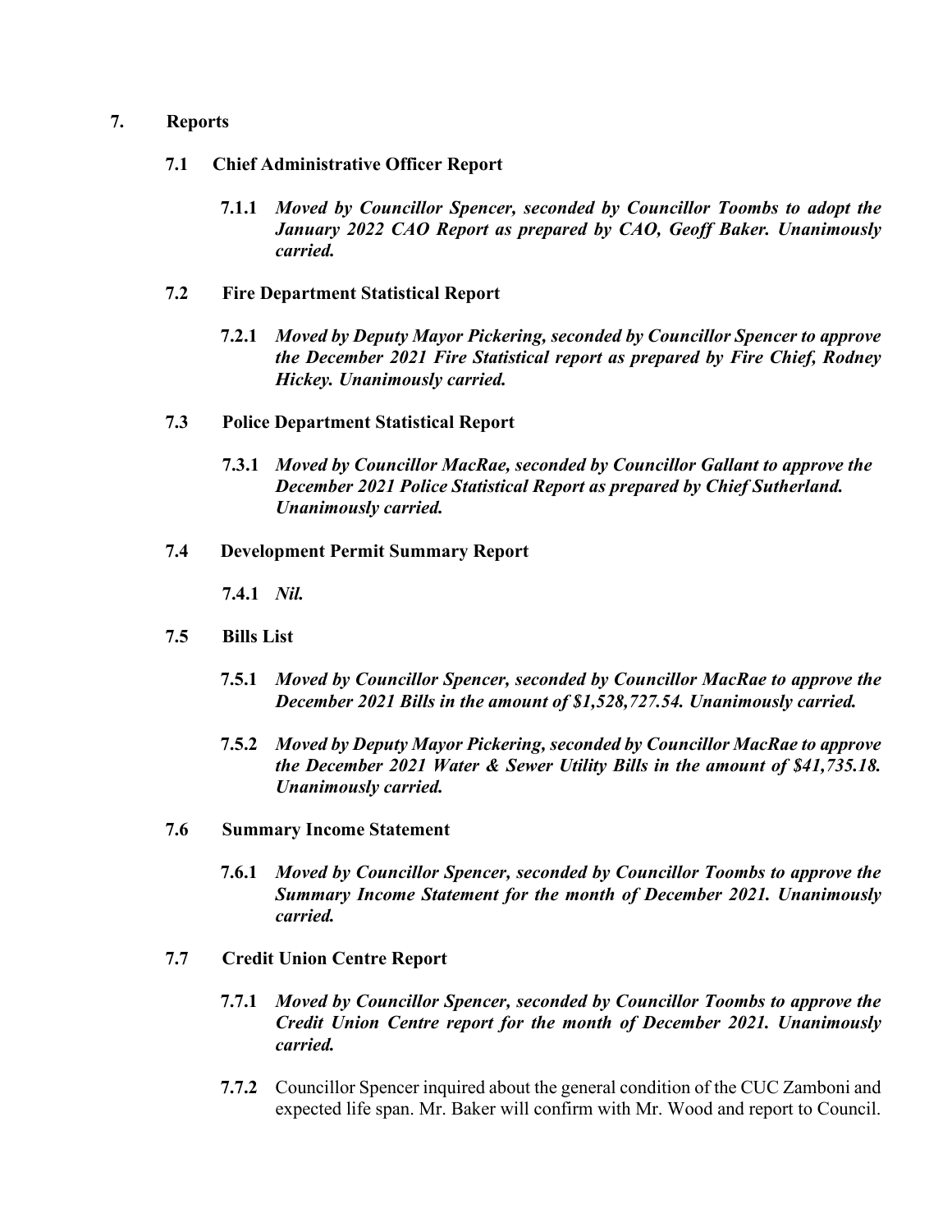## 7. Reports

### 7.1 Chief Administrative Officer Report

**7.1.1** ***Moved by Councillor Spencer, seconded by Councillor Toombs to adopt the January 2022 CAO Report as prepared by CAO, Geoff Baker. Unanimously carried.***

### 7.2 Fire Department Statistical Report

**7.2.1** ***Moved by Deputy Mayor Pickering, seconded by Councillor Spencer to approve the December 2021 Fire Statistical report as prepared by Fire Chief, Rodney Hickey. Unanimously carried.***

### 7.3 Police Department Statistical Report

**7.3.1** ***Moved by Councillor MacRae, seconded by Councillor Gallant to approve the December 2021 Police Statistical Report as prepared by Chief Sutherland. Unanimously carried.***

### 7.4 Development Permit Summary Report

**7.4.1** ***Nil.***

### 7.5 Bills List

**7.5.1** ***Moved by Councillor Spencer, seconded by Councillor MacRae to approve the December 2021 Bills in the amount of $1,528,727.54. Unanimously carried.***

**7.5.2** ***Moved by Deputy Mayor Pickering, seconded by Councillor MacRae to approve the December 2021 Water & Sewer Utility Bills in the amount of $41,735.18. Unanimously carried.***

### 7.6 Summary Income Statement

**7.6.1** ***Moved by Councillor Spencer, seconded by Councillor Toombs to approve the Summary Income Statement for the month of December 2021. Unanimously carried.***

### 7.7 Credit Union Centre Report

**7.7.1** ***Moved by Councillor Spencer, seconded by Councillor Toombs to approve the Credit Union Centre report for the month of December 2021. Unanimously carried.***

**7.7.2** Councillor Spencer inquired about the general condition of the CUC Zamboni and expected life span. Mr. Baker will confirm with Mr. Wood and report to Council.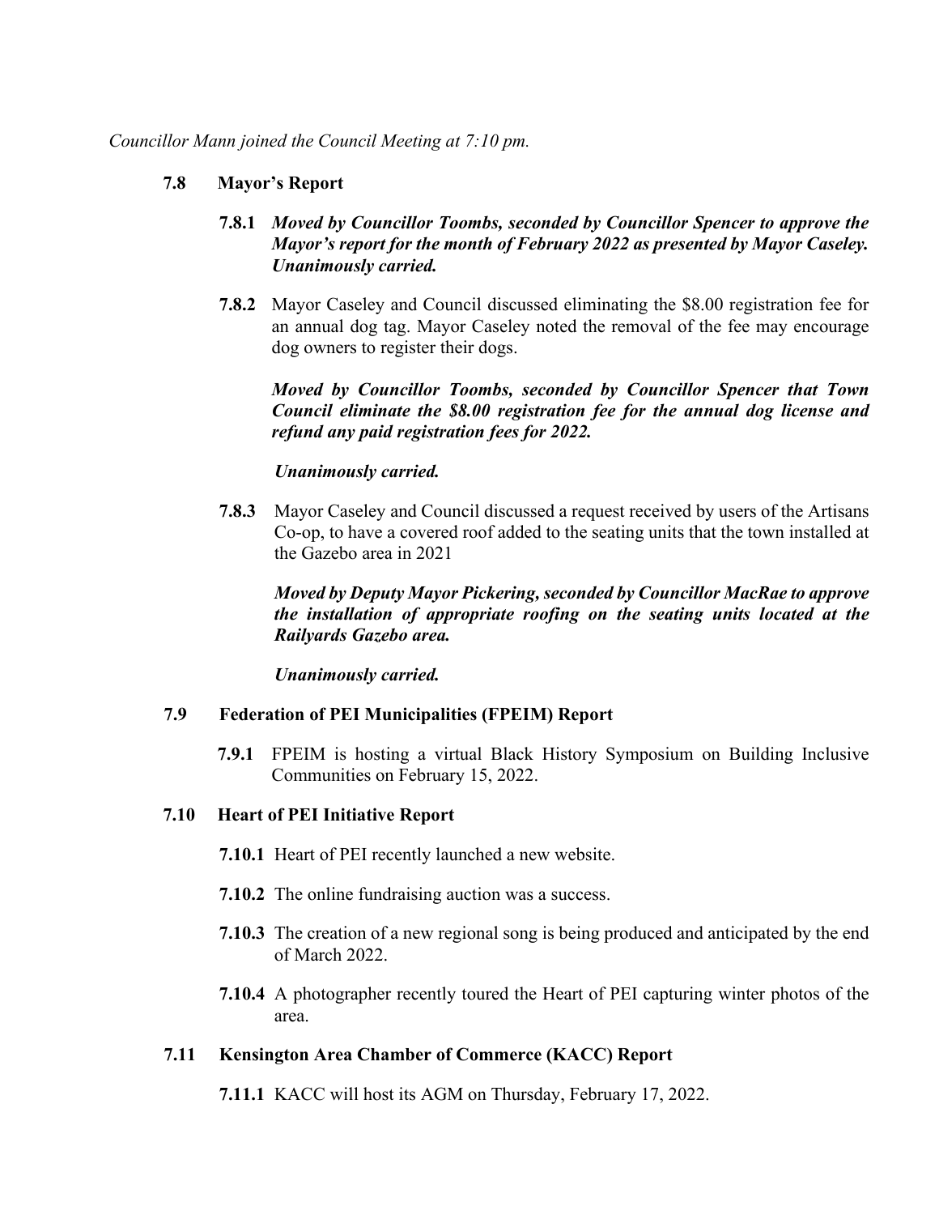*Councillor Mann joined the Council Meeting at 7:10 pm.*

**7.8 Mayor's Report**

**7.8.1** ***Moved by Councillor Toombs, seconded by Councillor Spencer to approve the Mayor's report for the month of February 2022 as presented by Mayor Caseley. Unanimously carried.***

**7.8.2** Mayor Caseley and Council discussed eliminating the $8.00 registration fee for an annual dog tag. Mayor Caseley noted the removal of the fee may encourage dog owners to register their dogs.

***Moved by Councillor Toombs, seconded by Councillor Spencer that Town Council eliminate the $8.00 registration fee for the annual dog license and refund any paid registration fees for 2022.***

***Unanimously carried.***

**7.8.3** Mayor Caseley and Council discussed a request received by users of the Artisans Co-op, to have a covered roof added to the seating units that the town installed at the Gazebo area in 2021

***Moved by Deputy Mayor Pickering, seconded by Councillor MacRae to approve the installation of appropriate roofing on the seating units located at the Railyards Gazebo area.***

***Unanimously carried.***

**7.9 Federation of PEI Municipalities (FPEIM) Report**

**7.9.1** FPEIM is hosting a virtual Black History Symposium on Building Inclusive Communities on February 15, 2022.

**7.10 Heart of PEI Initiative Report**

**7.10.1** Heart of PEI recently launched a new website.

**7.10.2** The online fundraising auction was a success.

**7.10.3** The creation of a new regional song is being produced and anticipated by the end of March 2022.

**7.10.4** A photographer recently toured the Heart of PEI capturing winter photos of the area.

**7.11 Kensington Area Chamber of Commerce (KACC) Report**

**7.11.1** KACC will host its AGM on Thursday, February 17, 2022.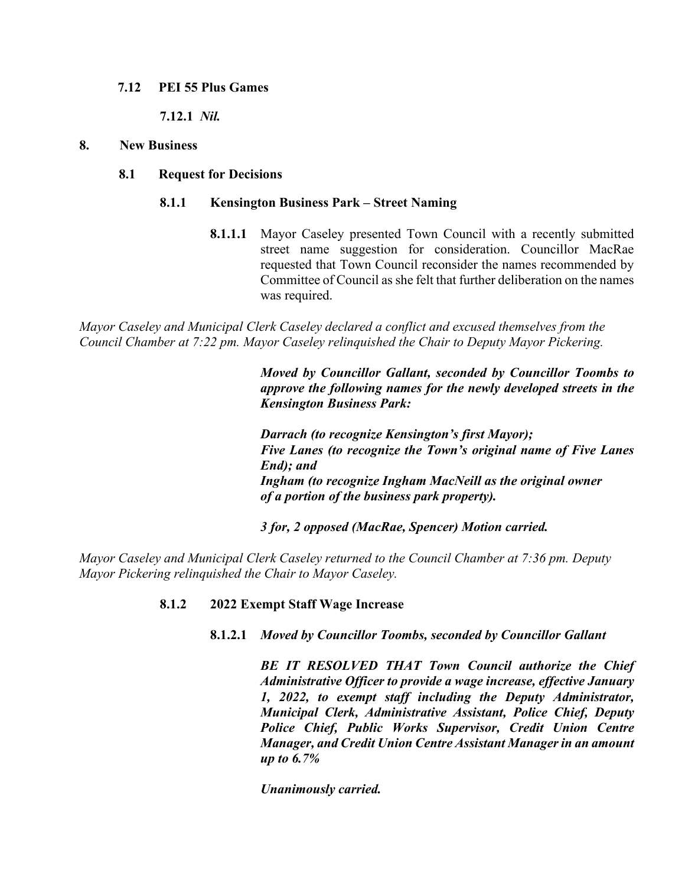**7.12 PEI 55 Plus Games**

**7.12.1** ***Nil.***

## 8. New Business

### 8.1 Request for Decisions

#### 8.1.1 Kensington Business Park – Street Naming

**8.1.1.1** Mayor Caseley presented Town Council with a recently submitted street name suggestion for consideration. Councillor MacRae requested that Town Council reconsider the names recommended by Committee of Council as she felt that further deliberation on the names was required.

*Mayor Caseley and Municipal Clerk Caseley declared a conflict and excused themselves from the Council Chamber at 7:22 pm. Mayor Caseley relinquished the Chair to Deputy Mayor Pickering.*

***Moved by Councillor Gallant, seconded by Councillor Toombs to approve the following names for the newly developed streets in the Kensington Business Park:***

***Darrach (to recognize Kensington's first Mayor);***
***Five Lanes (to recognize the Town's original name of Five Lanes End); and***
***Ingham (to recognize Ingham MacNeill as the original owner of a portion of the business park property).***

***3 for, 2 opposed (MacRae, Spencer) Motion carried.***

*Mayor Caseley and Municipal Clerk Caseley returned to the Council Chamber at 7:36 pm. Deputy Mayor Pickering relinquished the Chair to Mayor Caseley.*

#### 8.1.2 2022 Exempt Staff Wage Increase

**8.1.2.1** ***Moved by Councillor Toombs, seconded by Councillor Gallant***

***BE IT RESOLVED THAT Town Council authorize the Chief Administrative Officer to provide a wage increase, effective January 1, 2022, to exempt staff including the Deputy Administrator, Municipal Clerk, Administrative Assistant, Police Chief, Deputy Police Chief, Public Works Supervisor, Credit Union Centre Manager, and Credit Union Centre Assistant Manager in an amount up to 6.7%***

***Unanimously carried.***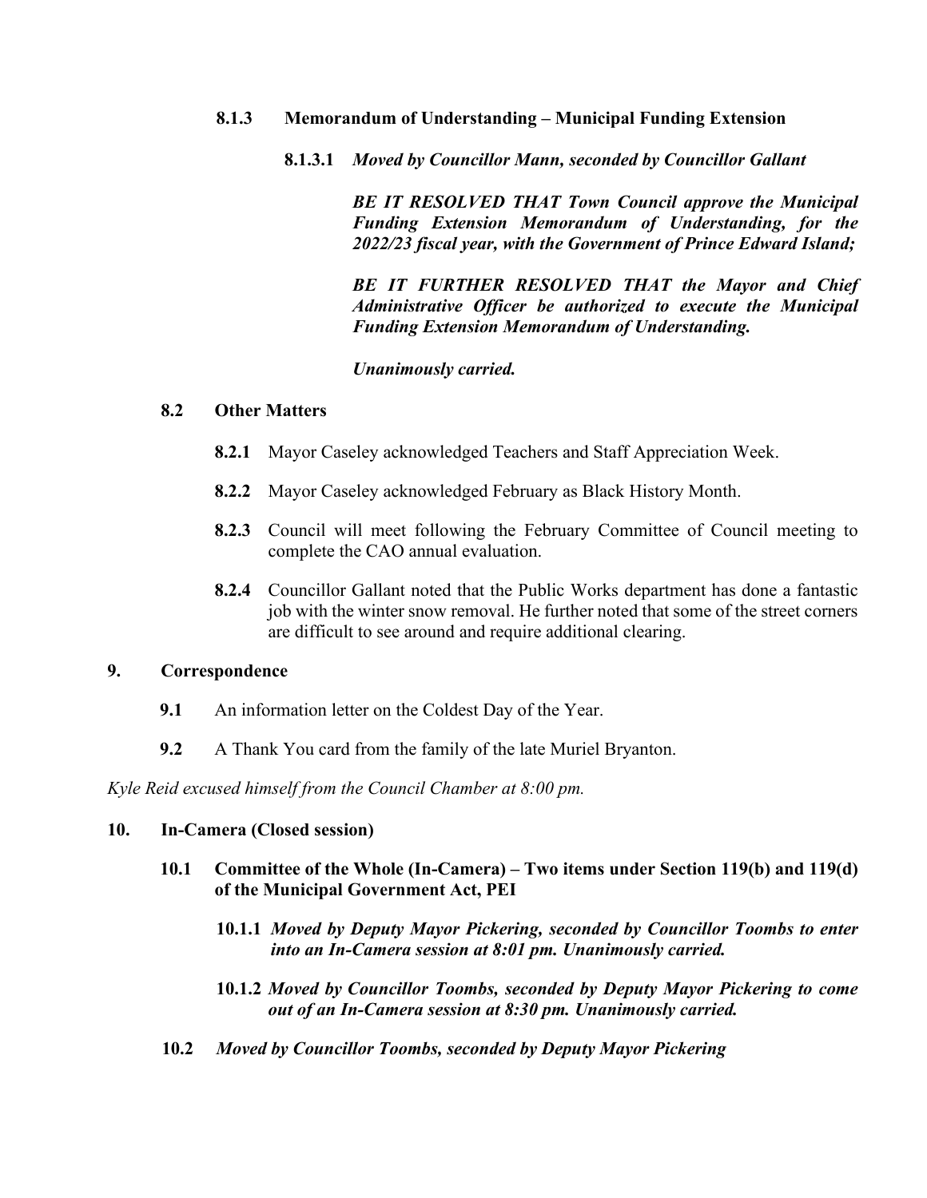**8.1.3 Memorandum of Understanding – Municipal Funding Extension**

**8.1.3.1** ***Moved by Councillor Mann, seconded by Councillor Gallant***

***BE IT RESOLVED THAT Town Council approve the Municipal Funding Extension Memorandum of Understanding, for the 2022/23 fiscal year, with the Government of Prince Edward Island;***

***BE IT FURTHER RESOLVED THAT the Mayor and Chief Administrative Officer be authorized to execute the Municipal Funding Extension Memorandum of Understanding.***

***Unanimously carried.***

**8.2 Other Matters**

**8.2.1** Mayor Caseley acknowledged Teachers and Staff Appreciation Week.

**8.2.2** Mayor Caseley acknowledged February as Black History Month.

**8.2.3** Council will meet following the February Committee of Council meeting to complete the CAO annual evaluation.

**8.2.4** Councillor Gallant noted that the Public Works department has done a fantastic job with the winter snow removal. He further noted that some of the street corners are difficult to see around and require additional clearing.

## 9. Correspondence

**9.1** An information letter on the Coldest Day of the Year.

**9.2** A Thank You card from the family of the late Muriel Bryanton.

*Kyle Reid excused himself from the Council Chamber at 8:00 pm.*

## 10. In-Camera (Closed session)

**10.1 Committee of the Whole (In-Camera) – Two items under Section 119(b) and 119(d) of the Municipal Government Act, PEI**

**10.1.1** ***Moved by Deputy Mayor Pickering, seconded by Councillor Toombs to enter into an In-Camera session at 8:01 pm. Unanimously carried.***

**10.1.2** ***Moved by Councillor Toombs, seconded by Deputy Mayor Pickering to come out of an In-Camera session at 8:30 pm. Unanimously carried.***

**10.2** ***Moved by Councillor Toombs, seconded by Deputy Mayor Pickering***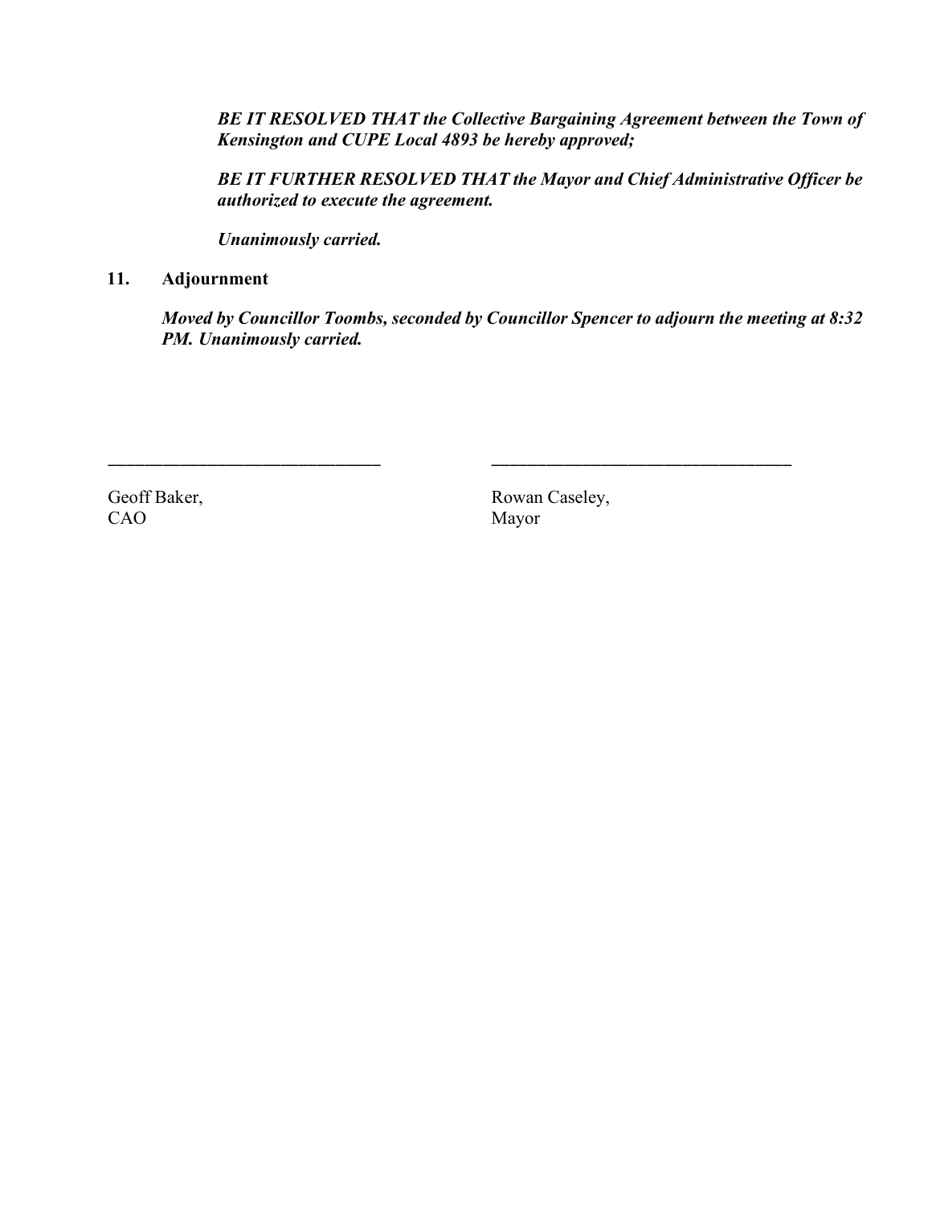***BE IT RESOLVED THAT the Collective Bargaining Agreement between the Town of Kensington and CUPE Local 4893 be hereby approved;***

***BE IT FURTHER RESOLVED THAT the Mayor and Chief Administrative Officer be authorized to execute the agreement.***

***Unanimously carried.***

## 11. Adjournment

***Moved by Councillor Toombs, seconded by Councillor Spencer to adjourn the meeting at 8:32 PM. Unanimously carried.***

\_\_\_\_\_\_\_\_\_\_\_\_\_\_\_\_\_\_\_\_\_\_\_\_\_\_\_\_\_\_\_\_

Geoff Baker,
CAO

\_\_\_\_\_\_\_\_\_\_\_\_\_\_\_\_\_\_\_\_\_\_\_\_\_\_\_\_\_\_\_\_

Rowan Caseley,
Mayor